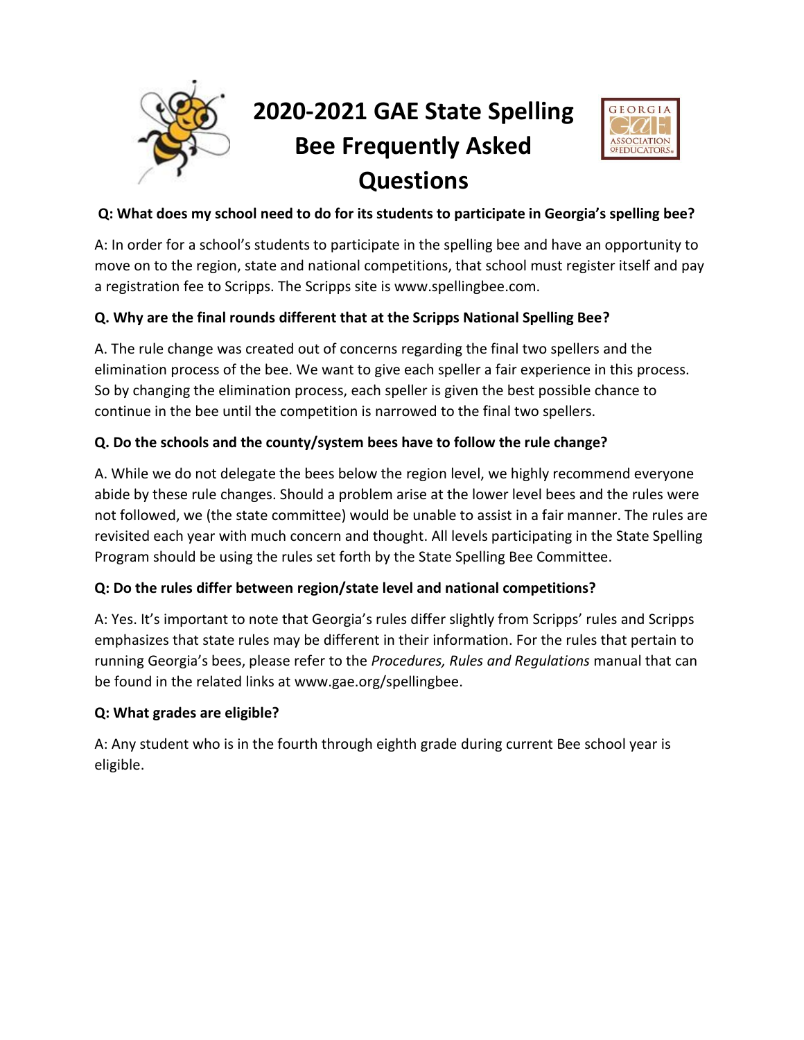# 2020-2021 GAE State Spelling Bee Frequently Asked Questions

**Q: What does my school need to do for its students to participate in Georgia's spelling bee?**

A: In order for a school's students to participate in the spelling bee and have an opportunity to move on to the region, state and national competitions, that school must register itself and pay a registration fee to Scripps. The Scripps site is www.spellingbee.com.

**Q. Why are the final rounds different that at the Scripps National Spelling Bee?**

A. The rule change was created out of concerns regarding the final two spellers and the elimination process of the bee. We want to give each speller a fair experience in this process. So by changing the elimination process, each speller is given the best possible chance to continue in the bee until the competition is narrowed to the final two spellers.

**Q. Do the schools and the county/system bees have to follow the rule change?**

A. While we do not delegate the bees below the region level, we highly recommend everyone abide by these rule changes. Should a problem arise at the lower level bees and the rules were not followed, we (the state committee) would be unable to assist in a fair manner. The rules are revisited each year with much concern and thought. All levels participating in the State Spelling Program should be using the rules set forth by the State Spelling Bee Committee.

**Q: Do the rules differ between region/state level and national competitions?**

A: Yes. It's important to note that Georgia's rules differ slightly from Scripps' rules and Scripps emphasizes that state rules may be different in their information. For the rules that pertain to running Georgia's bees, please refer to the *Procedures, Rules and Regulations* manual that can be found in the related links at www.gae.org/spellingbee.

**Q: What grades are eligible?**

A: Any student who is in the fourth through eighth grade during current Bee school year is eligible.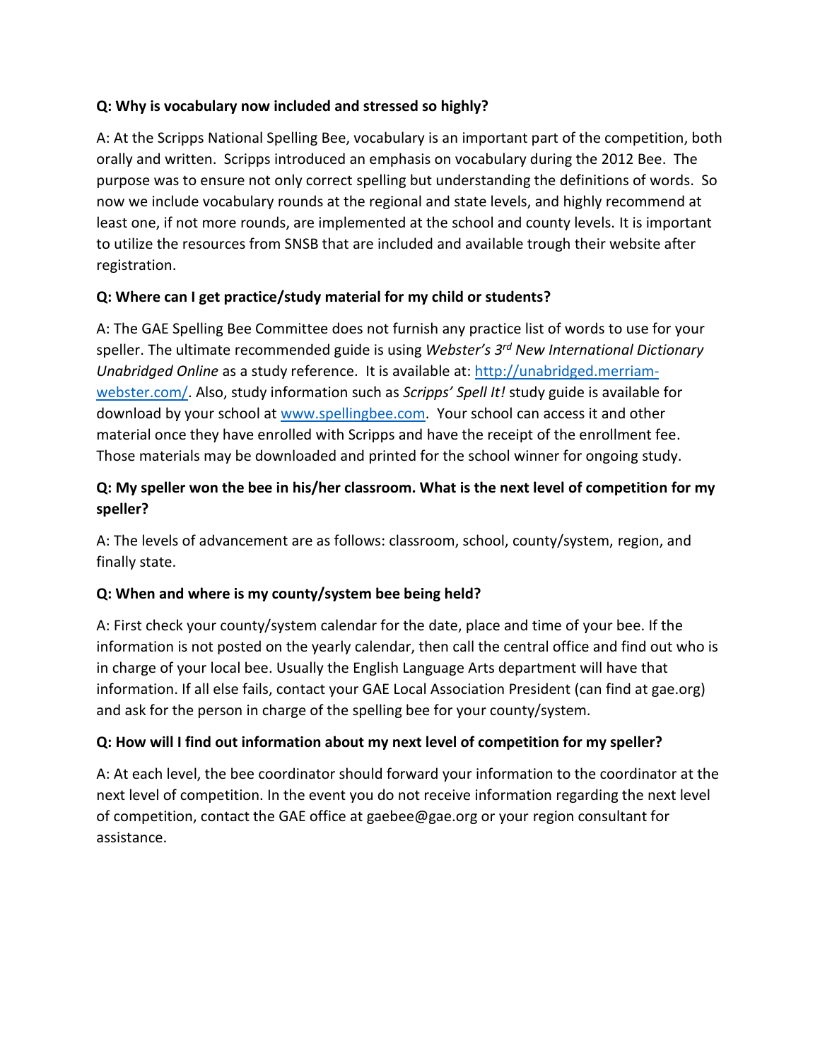**Q: Why is vocabulary now included and stressed so highly?**

A: At the Scripps National Spelling Bee, vocabulary is an important part of the competition, both orally and written. Scripps introduced an emphasis on vocabulary during the 2012 Bee. The purpose was to ensure not only correct spelling but understanding the definitions of words. So now we include vocabulary rounds at the regional and state levels, and highly recommend at least one, if not more rounds, are implemented at the school and county levels. It is important to utilize the resources from SNSB that are included and available trough their website after registration.

**Q: Where can I get practice/study material for my child or students?**

A: The GAE Spelling Bee Committee does not furnish any practice list of words to use for your speller. The ultimate recommended guide is using *Webster's 3rd New International Dictionary Unabridged Online* as a study reference. It is available at: [http://unabridged.merriam-webster.com/](http://unabridged.merriam-webster.com/). Also, study information such as *Scripps' Spell It!* study guide is available for download by your school at [www.spellingbee.com](www.spellingbee.com). Your school can access it and other material once they have enrolled with Scripps and have the receipt of the enrollment fee. Those materials may be downloaded and printed for the school winner for ongoing study.

**Q: My speller won the bee in his/her classroom. What is the next level of competition for my speller?**

A: The levels of advancement are as follows: classroom, school, county/system, region, and finally state.

**Q: When and where is my county/system bee being held?**

A: First check your county/system calendar for the date, place and time of your bee. If the information is not posted on the yearly calendar, then call the central office and find out who is in charge of your local bee. Usually the English Language Arts department will have that information. If all else fails, contact your GAE Local Association President (can find at gae.org) and ask for the person in charge of the spelling bee for your county/system.

**Q: How will I find out information about my next level of competition for my speller?**

A: At each level, the bee coordinator should forward your information to the coordinator at the next level of competition. In the event you do not receive information regarding the next level of competition, contact the GAE office at gaebee@gae.org or your region consultant for assistance.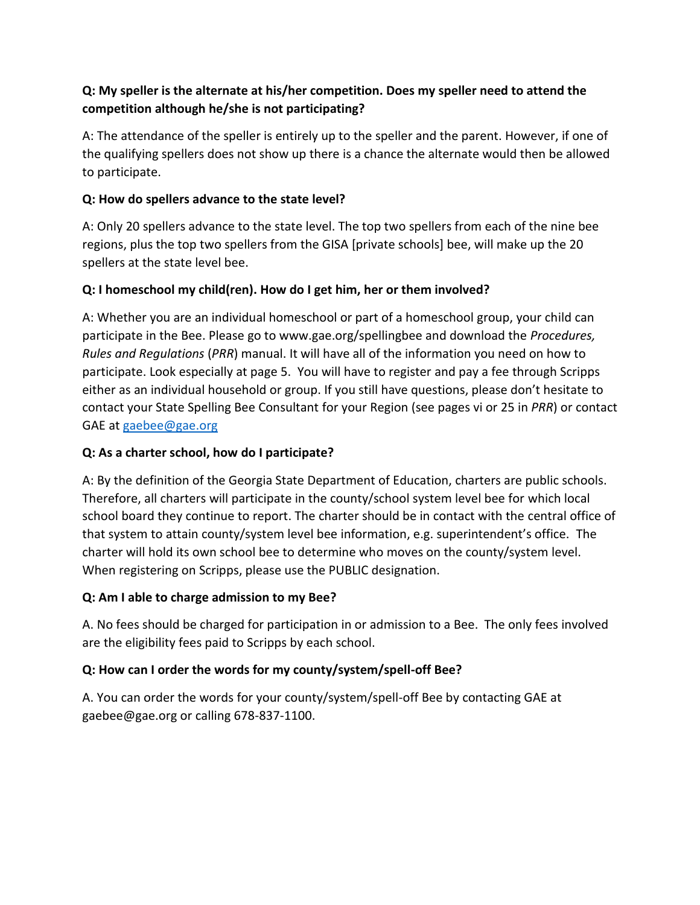**Q: My speller is the alternate at his/her competition. Does my speller need to attend the competition although he/she is not participating?**

A: The attendance of the speller is entirely up to the speller and the parent. However, if one of the qualifying spellers does not show up there is a chance the alternate would then be allowed to participate.

**Q: How do spellers advance to the state level?**

A: Only 20 spellers advance to the state level. The top two spellers from each of the nine bee regions, plus the top two spellers from the GISA [private schools] bee, will make up the 20 spellers at the state level bee.

**Q: I homeschool my child(ren). How do I get him, her or them involved?**

A: Whether you are an individual homeschool or part of a homeschool group, your child can participate in the Bee. Please go to www.gae.org/spellingbee and download the *Procedures, Rules and Regulations* (*PRR*) manual. It will have all of the information you need on how to participate. Look especially at page 5. You will have to register and pay a fee through Scripps either as an individual household or group. If you still have questions, please don't hesitate to contact your State Spelling Bee Consultant for your Region (see pages vi or 25 in *PRR*) or contact GAE at gaebee@gae.org

**Q: As a charter school, how do I participate?**

A: By the definition of the Georgia State Department of Education, charters are public schools. Therefore, all charters will participate in the county/school system level bee for which local school board they continue to report. The charter should be in contact with the central office of that system to attain county/system level bee information, e.g. superintendent's office. The charter will hold its own school bee to determine who moves on the county/system level. When registering on Scripps, please use the PUBLIC designation.

**Q: Am I able to charge admission to my Bee?**

A. No fees should be charged for participation in or admission to a Bee. The only fees involved are the eligibility fees paid to Scripps by each school.

**Q: How can I order the words for my county/system/spell-off Bee?**

A. You can order the words for your county/system/spell-off Bee by contacting GAE at gaebee@gae.org or calling 678-837-1100.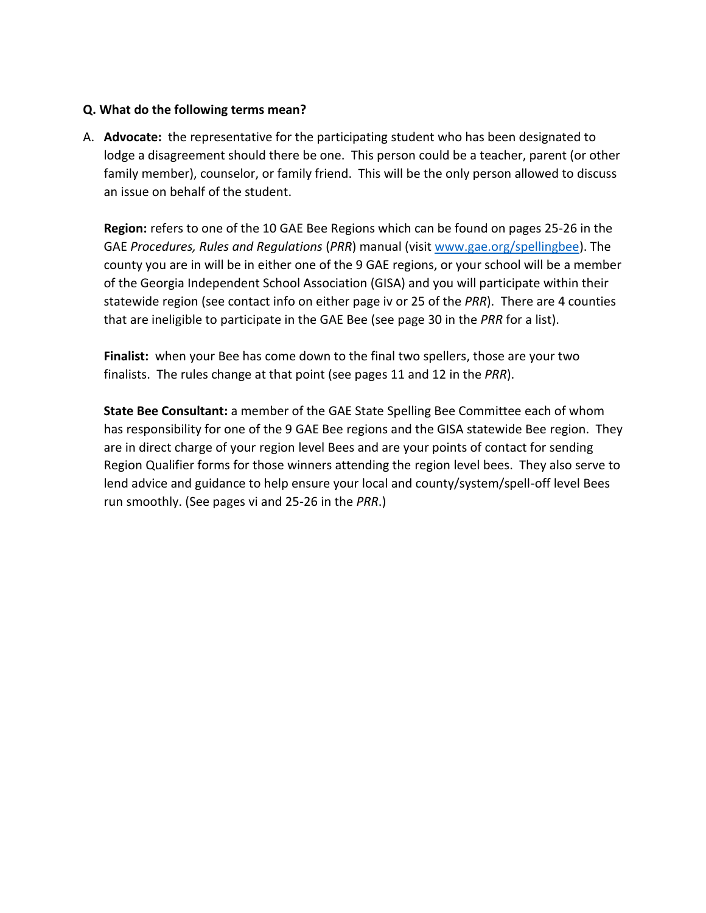**Q. What do the following terms mean?**

A. **Advocate:** the representative for the participating student who has been designated to lodge a disagreement should there be one. This person could be a teacher, parent (or other family member), counselor, or family friend. This will be the only person allowed to discuss an issue on behalf of the student.

**Region:** refers to one of the 10 GAE Bee Regions which can be found on pages 25-26 in the GAE *Procedures, Rules and Regulations* (*PRR*) manual (visit [www.gae.org/spellingbee](http://www.gae.org/spellingbee)). The county you are in will be in either one of the 9 GAE regions, or your school will be a member of the Georgia Independent School Association (GISA) and you will participate within their statewide region (see contact info on either page iv or 25 of the *PRR*). There are 4 counties that are ineligible to participate in the GAE Bee (see page 30 in the *PRR* for a list).

**Finalist:** when your Bee has come down to the final two spellers, those are your two finalists. The rules change at that point (see pages 11 and 12 in the *PRR*).

**State Bee Consultant:** a member of the GAE State Spelling Bee Committee each of whom has responsibility for one of the 9 GAE Bee regions and the GISA statewide Bee region. They are in direct charge of your region level Bees and are your points of contact for sending Region Qualifier forms for those winners attending the region level bees. They also serve to lend advice and guidance to help ensure your local and county/system/spell-off level Bees run smoothly. (See pages vi and 25-26 in the *PRR*.)